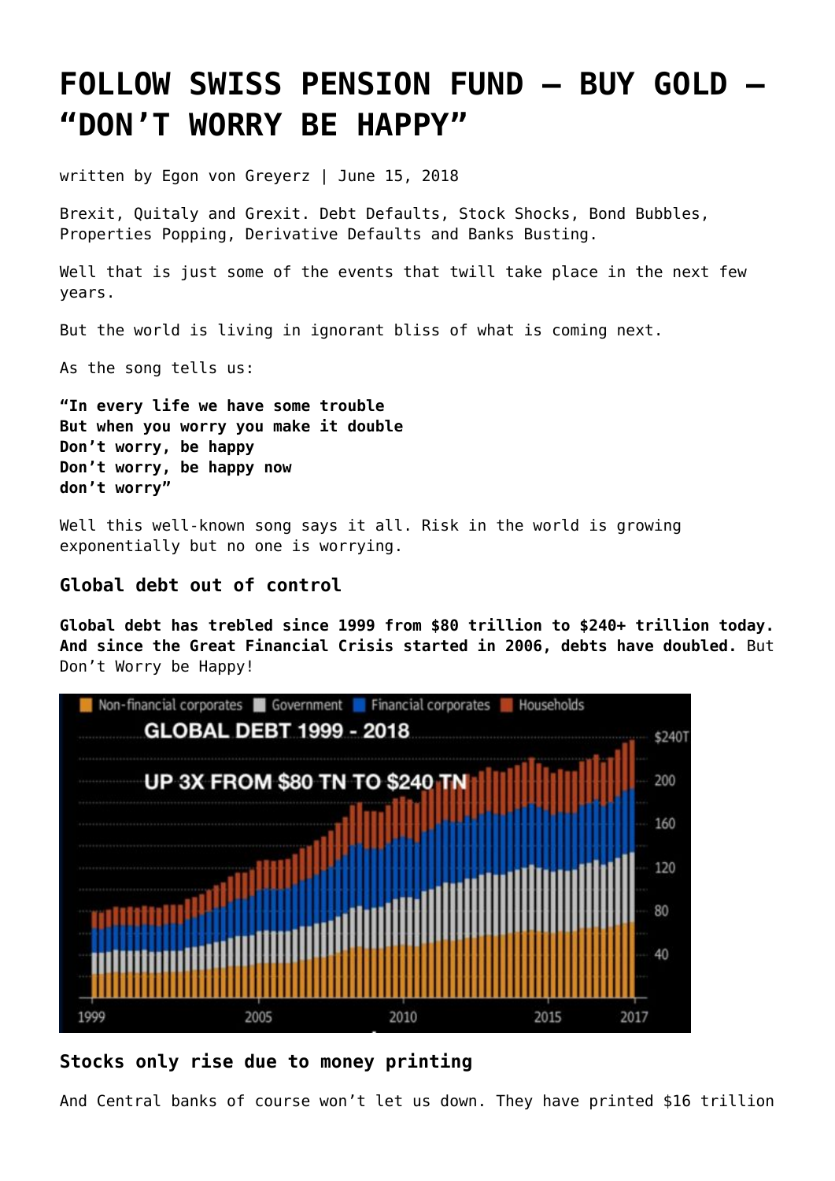# FOLLOW SWISS PENSION FUND – BUY GOLD – "DON'T WORRY BE HAPPY"

written by Egon von Greyerz | June 15, 2018

Brexit, Quitaly and Grexit. Debt Defaults, Stock Shocks, Bond Bubbles, Properties Popping, Derivative Defaults and Banks Busting.

Well that is just some of the events that twill take place in the next few years.

But the world is living in ignorant bliss of what is coming next.

As the song tells us:

**"In every life we have some trouble**
**But when you worry you make it double**
**Don't worry, be happy**
**Don't worry, be happy now**
**don't worry"**

Well this well-known song says it all. Risk in the world is growing exponentially but no one is worrying.

### Global debt out of control

**Global debt has trebled since 1999 from $80 trillion to $240+ trillion today. And since the Great Financial Crisis started in 2006, debts have doubled.** But Don't Worry be Happy!

Non-financial corporates
Government
Financial corporates
Households

GLOBAL DEBT 1999 - 2018

UP 3X FROM $80 TN TO $240 TN

$240T
200
160
120
80
40

1999
2005
2010
2015
2017

### Stocks only rise due to money printing

And Central banks of course won't let us down. They have printed $16 trillion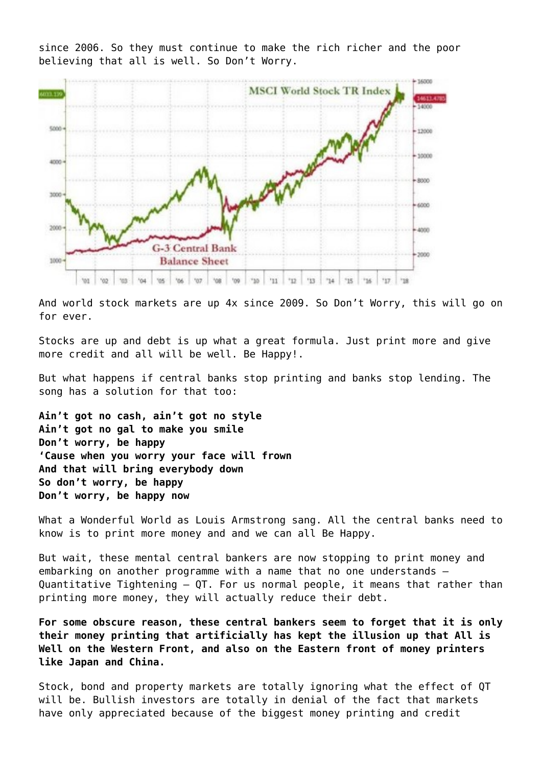since 2006. So they must continue to make the rich richer and the poor believing that all is well. So Don't Worry.

MSCI World Stock TR Index

6033.139

14613.4785

5000

4000

3000

2000

1000

16000

14000

12000

10000

8000

6000

4000

2000

G-3 Central Bank Balance Sheet

'01 '02 '03 '04 '05 '06 '07 '08 '09 '10 '11 '12 '13 '14 '15 '16 '17 '18

And world stock markets are up 4x since 2009. So Don't Worry, this will go on for ever.

Stocks are up and debt is up what a great formula. Just print more and give more credit and all will be well. Be Happy!.

But what happens if central banks stop printing and banks stop lending. The song has a solution for that too:

**Ain't got no cash, ain't got no style**
**Ain't got no gal to make you smile**
**Don't worry, be happy**
**'Cause when you worry your face will frown**
**And that will bring everybody down**
**So don't worry, be happy**
**Don't worry, be happy now**

What a Wonderful World as Louis Armstrong sang. All the central banks need to know is to print more money and and we can all Be Happy.

But wait, these mental central bankers are now stopping to print money and embarking on another programme with a name that no one understands – Quantitative Tightening – QT. For us normal people, it means that rather than printing more money, they will actually reduce their debt.

**For some obscure reason, these central bankers seem to forget that it is only their money printing that artificially has kept the illusion up that All is Well on the Western Front, and also on the Eastern front of money printers like Japan and China.**

Stock, bond and property markets are totally ignoring what the effect of QT will be. Bullish investors are totally in denial of the fact that markets have only appreciated because of the biggest money printing and credit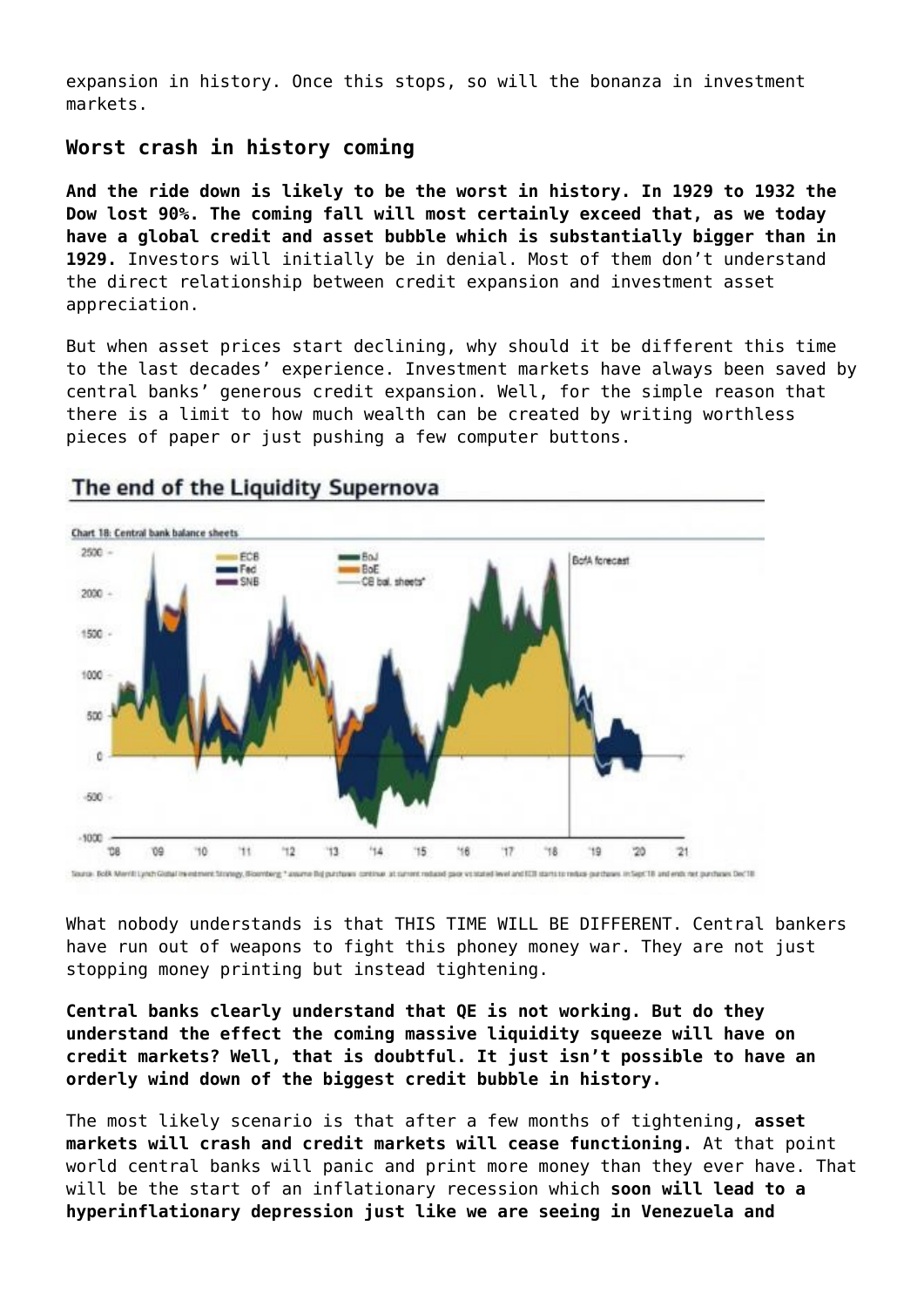expansion in history. Once this stops, so will the bonanza in investment markets.

### Worst crash in history coming

**And the ride down is likely to be the worst in history. In 1929 to 1932 the Dow lost 90%. The coming fall will most certainly exceed that, as we today have a global credit and asset bubble which is substantially bigger than in 1929.** Investors will initially be in denial. Most of them don't understand the direct relationship between credit expansion and investment asset appreciation.

But when asset prices start declining, why should it be different this time to the last decades' experience. Investment markets have always been saved by central banks' generous credit expansion. Well, for the simple reason that there is a limit to how much wealth can be created by writing worthless pieces of paper or just pushing a few computer buttons.

The end of the Liquidity Supernova

Chart 18: Central bank balance sheets

Source: BofA Merrill Lynch Global Investment Strategy, Bloomberg

What nobody understands is that THIS TIME WILL BE DIFFERENT. Central bankers have run out of weapons to fight this phoney money war. They are not just stopping money printing but instead tightening.

**Central banks clearly understand that QE is not working. But do they understand the effect the coming massive liquidity squeeze will have on credit markets? Well, that is doubtful. It just isn't possible to have an orderly wind down of the biggest credit bubble in history.**

The most likely scenario is that after a few months of tightening, **asset markets will crash and credit markets will cease functioning.** At that point world central banks will panic and print more money than they ever have. That will be the start of an inflationary recession which **soon will lead to a hyperinflationary depression just like we are seeing in Venezuela and**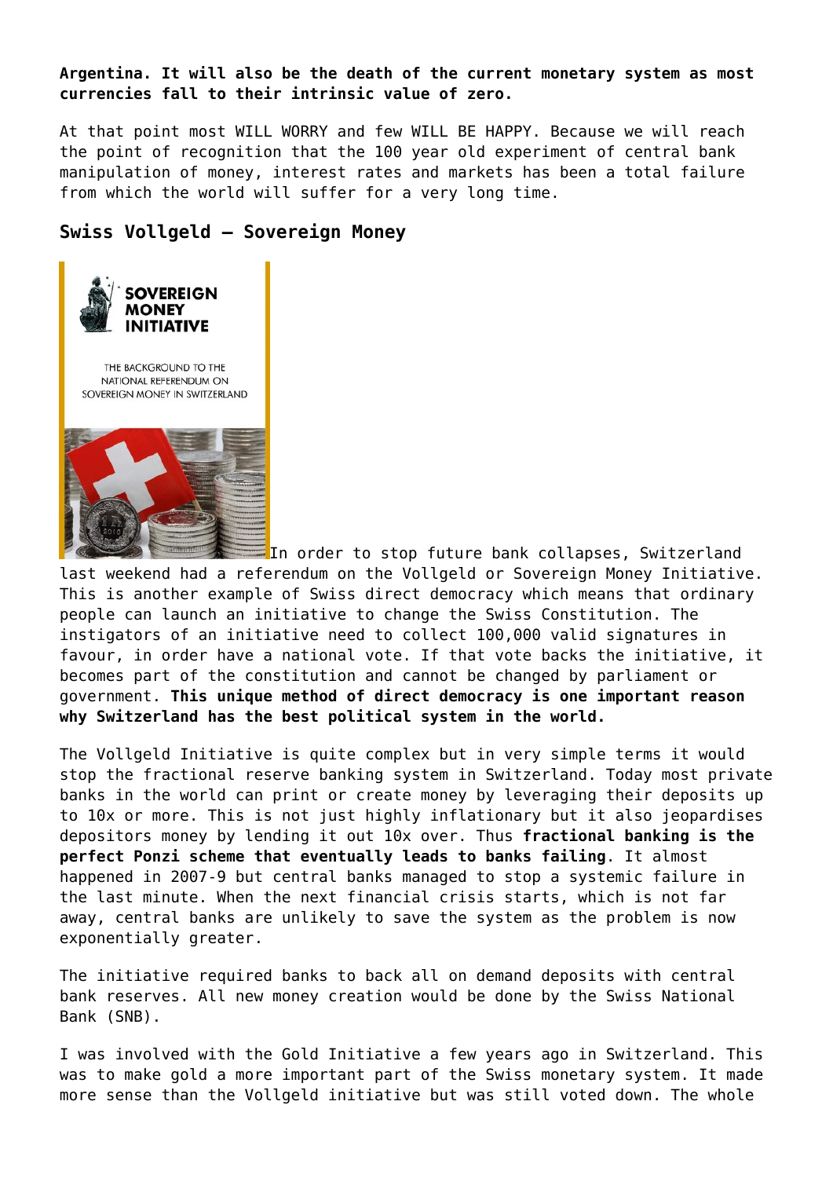**Argentina. It will also be the death of the current monetary system as most currencies fall to their intrinsic value of zero.**

At that point most WILL WORRY and few WILL BE HAPPY. Because we will reach the point of recognition that the 100 year old experiment of central bank manipulation of money, interest rates and markets has been a total failure from which the world will suffer for a very long time.

### Swiss Vollgeld – Sovereign Money

In order to stop future bank collapses, Switzerland last weekend had a referendum on the Vollgeld or Sovereign Money Initiative. This is another example of Swiss direct democracy which means that ordinary people can launch an initiative to change the Swiss Constitution. The instigators of an initiative need to collect 100,000 valid signatures in favour, in order have a national vote. If that vote backs the initiative, it becomes part of the constitution and cannot be changed by parliament or government. **This unique method of direct democracy is one important reason why Switzerland has the best political system in the world.**

The Vollgeld Initiative is quite complex but in very simple terms it would stop the fractional reserve banking system in Switzerland. Today most private banks in the world can print or create money by leveraging their deposits up to 10x or more. This is not just highly inflationary but it also jeopardises depositors money by lending it out 10x over. Thus **fractional banking is the perfect Ponzi scheme that eventually leads to banks failing**. It almost happened in 2007-9 but central banks managed to stop a systemic failure in the last minute. When the next financial crisis starts, which is not far away, central banks are unlikely to save the system as the problem is now exponentially greater.

The initiative required banks to back all on demand deposits with central bank reserves. All new money creation would be done by the Swiss National Bank (SNB).

I was involved with the Gold Initiative a few years ago in Switzerland. This was to make gold a more important part of the Swiss monetary system. It made more sense than the Vollgeld initiative but was still voted down. The whole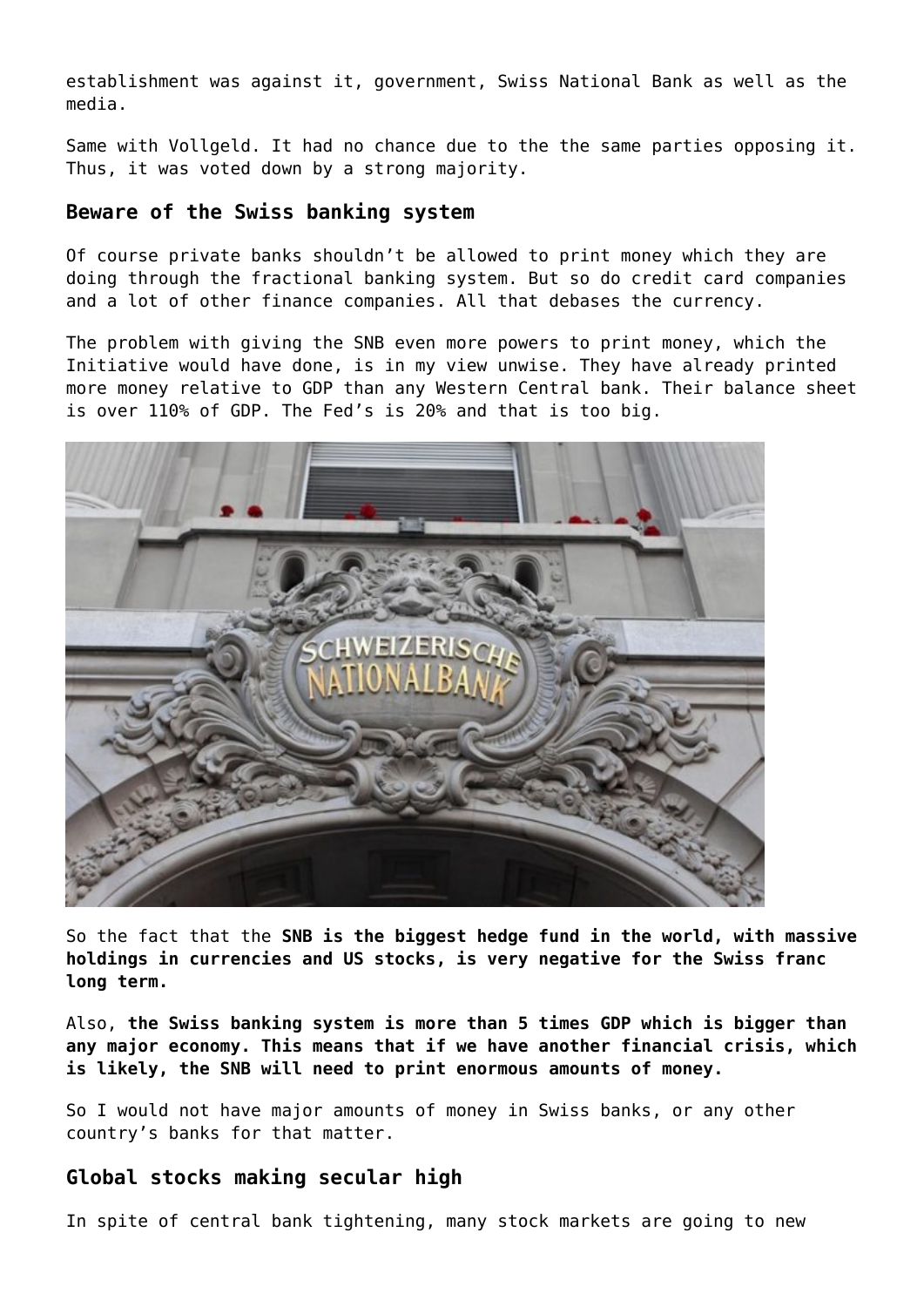establishment was against it, government, Swiss National Bank as well as the media.

Same with Vollgeld. It had no chance due to the the same parties opposing it. Thus, it was voted down by a strong majority.

### Beware of the Swiss banking system

Of course private banks shouldn't be allowed to print money which they are doing through the fractional banking system. But so do credit card companies and a lot of other finance companies. All that debases the currency.

The problem with giving the SNB even more powers to print money, which the Initiative would have done, is in my view unwise. They have already printed more money relative to GDP than any Western Central bank. Their balance sheet is over 110% of GDP. The Fed's is 20% and that is too big.

So the fact that the **SNB is the biggest hedge fund in the world, with massive holdings in currencies and US stocks, is very negative for the Swiss franc long term.**

Also, **the Swiss banking system is more than 5 times GDP which is bigger than any major economy. This means that if we have another financial crisis, which is likely, the SNB will need to print enormous amounts of money.**

So I would not have major amounts of money in Swiss banks, or any other country's banks for that matter.

### Global stocks making secular high

In spite of central bank tightening, many stock markets are going to new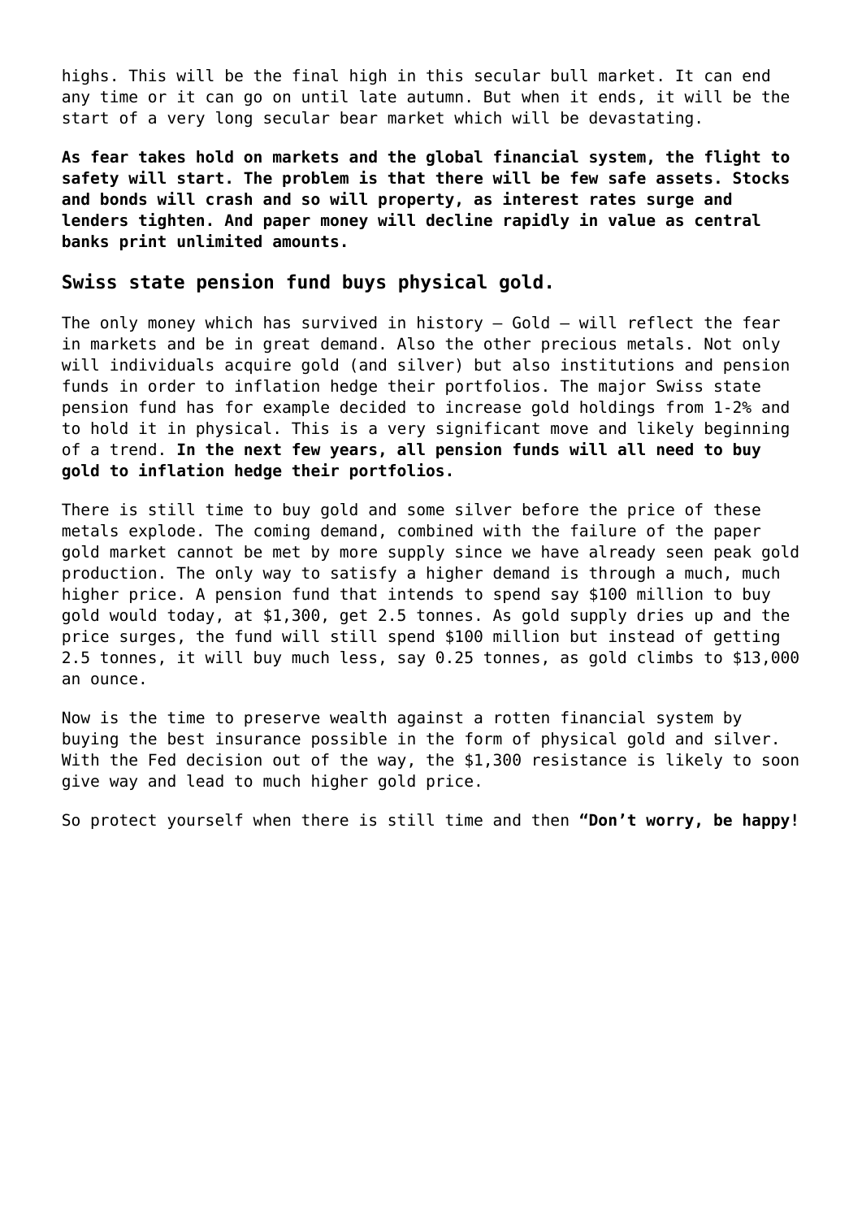highs. This will be the final high in this secular bull market. It can end any time or it can go on until late autumn. But when it ends, it will be the start of a very long secular bear market which will be devastating.

**As fear takes hold on markets and the global financial system, the flight to safety will start. The problem is that there will be few safe assets. Stocks and bonds will crash and so will property, as interest rates surge and lenders tighten. And paper money will decline rapidly in value as central banks print unlimited amounts.**

## Swiss state pension fund buys physical gold.

The only money which has survived in history – Gold – will reflect the fear in markets and be in great demand. Also the other precious metals. Not only will individuals acquire gold (and silver) but also institutions and pension funds in order to inflation hedge their portfolios. The major Swiss state pension fund has for example decided to increase gold holdings from 1-2% and to hold it in physical. This is a very significant move and likely beginning of a trend. **In the next few years, all pension funds will all need to buy gold to inflation hedge their portfolios.**

There is still time to buy gold and some silver before the price of these metals explode. The coming demand, combined with the failure of the paper gold market cannot be met by more supply since we have already seen peak gold production. The only way to satisfy a higher demand is through a much, much higher price. A pension fund that intends to spend say $100 million to buy gold would today, at $1,300, get 2.5 tonnes. As gold supply dries up and the price surges, the fund will still spend $100 million but instead of getting 2.5 tonnes, it will buy much less, say 0.25 tonnes, as gold climbs to $13,000 an ounce.

Now is the time to preserve wealth against a rotten financial system by buying the best insurance possible in the form of physical gold and silver. With the Fed decision out of the way, the $1,300 resistance is likely to soon give way and lead to much higher gold price.

So protect yourself when there is still time and then **"Don't worry, be happy!**